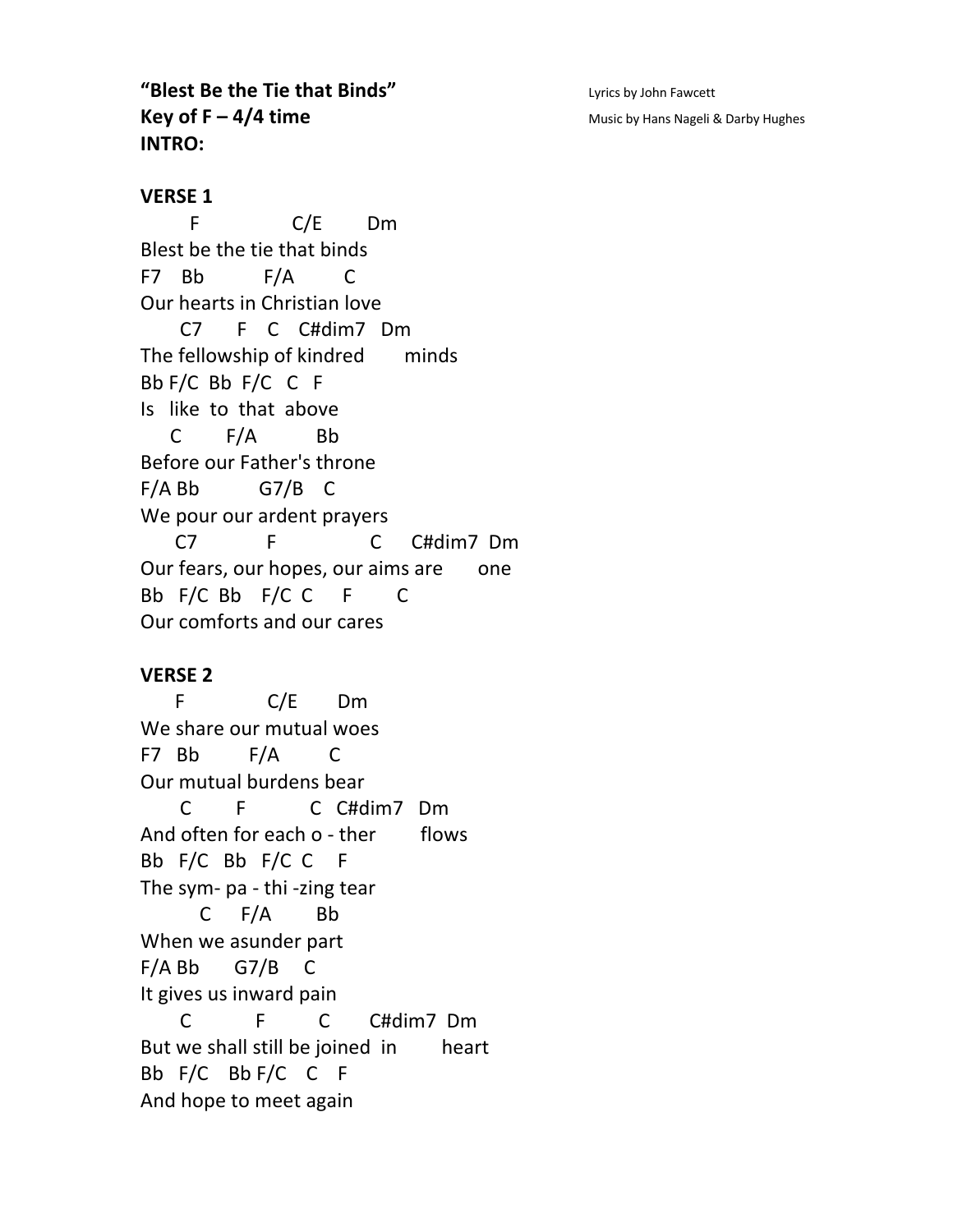**“Blest Be the Tie that Binds”**
**Key of F – 4/4 time**
**INTRO:**

Lyrics by John Fawcett
Music by Hans Nageli & Darby Hughes

**VERSE 1**

```
        F              C/E       Dm
Blest be the tie that binds
F7    Bb         F/A        C
Our hearts in Christian love
      C7      F    C    C#dim7   Dm
The fellowship of kindred       minds
Bb F/C  Bb  F/C   C   F
Is   like  to  that  above
     C        F/A          Bb
Before our Father's throne
F/A Bb          G7/B    C
We pour our ardent prayers
      C7            F               C      C#dim7  Dm
Our fears, our hopes, our aims are       one
Bb   F/C  Bb    F/C  C      F        C
Our comforts and our cares
```

**VERSE 2**

```
      F             C/E       Dm
We share our mutual woes
F7   Bb        F/A        C
Our mutual burdens bear
      C        F           C   C#dim7   Dm
And often for each o - ther        flows
Bb   F/C   Bb   F/C  C     F
The sym- pa - thi -zing tear
          C      F/A       Bb
When we asunder part
F/A Bb      G7/B     C
It gives us inward pain
      C           F          C       C#dim7  Dm
But we shall still be joined  in         heart
Bb   F/C    Bb F/C    C    F
And hope to meet again
```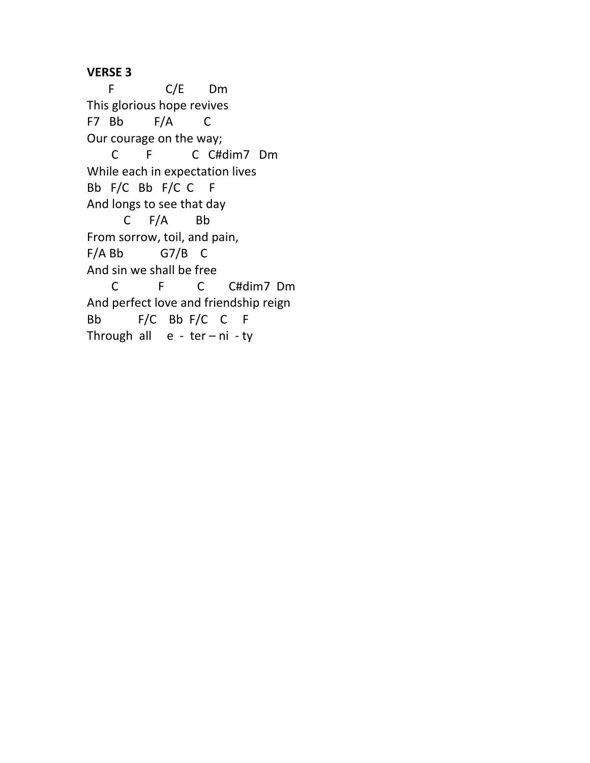**VERSE 3**

```
     F              C/E       Dm
This glorious hope revives
F7   Bb         F/A        C
Our courage on the way;
      C        F           C   C#dim7   Dm
While each in expectation lives
Bb   F/C   Bb   F/C  C     F
And longs to see that day
         C      F/A        Bb
From sorrow, toil, and pain,
F/A Bb          G7/B    C
And sin we shall be free
      C           F          C       C#dim7  Dm
And perfect love and friendship reign
Bb          F/C    Bb  F/C    C     F
Through  all     e  -  ter – ni  - ty
```